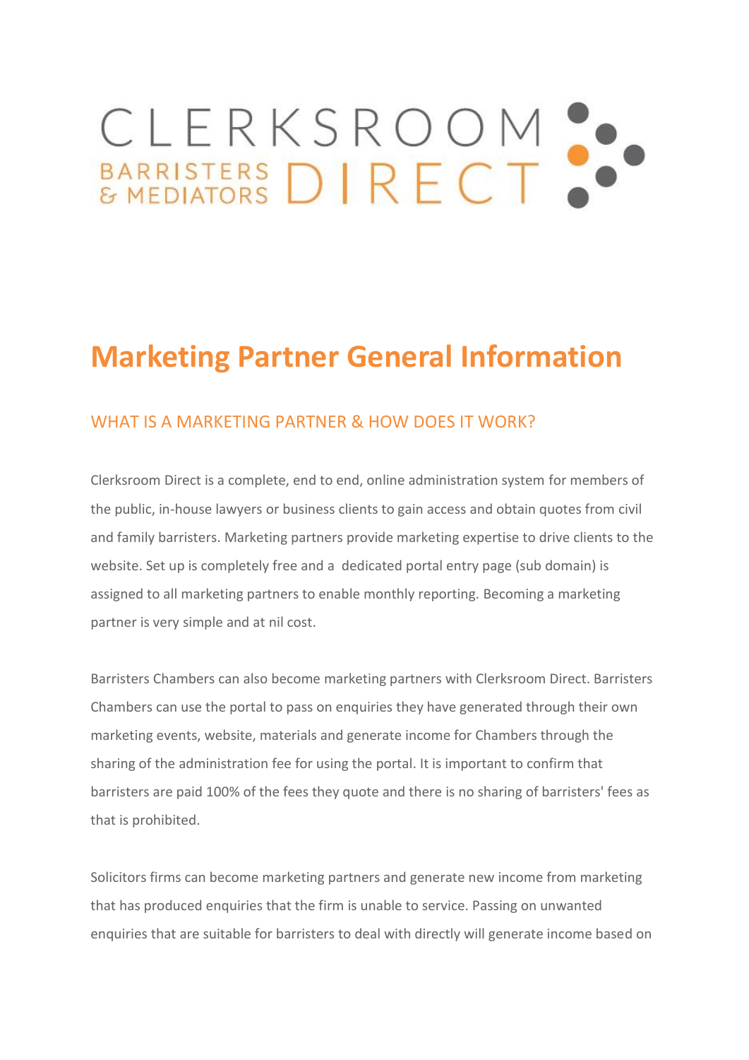CLERKSROOM BARRISTERS & MEDIATORS DIRECT

# Marketing Partner General Information

## WHAT IS A MARKETING PARTNER & HOW DOES IT WORK?

Clerksroom Direct is a complete, end to end, online administration system for members of the public, in-house lawyers or business clients to gain access and obtain quotes from civil and family barristers. Marketing partners provide marketing expertise to drive clients to the website. Set up is completely free and a dedicated portal entry page (sub domain) is assigned to all marketing partners to enable monthly reporting. Becoming a marketing partner is very simple and at nil cost.

Barristers Chambers can also become marketing partners with Clerksroom Direct. Barristers Chambers can use the portal to pass on enquiries they have generated through their own marketing events, website, materials and generate income for Chambers through the sharing of the administration fee for using the portal. It is important to confirm that barristers are paid 100% of the fees they quote and there is no sharing of barristers' fees as that is prohibited.

Solicitors firms can become marketing partners and generate new income from marketing that has produced enquiries that the firm is unable to service. Passing on unwanted enquiries that are suitable for barristers to deal with directly will generate income based on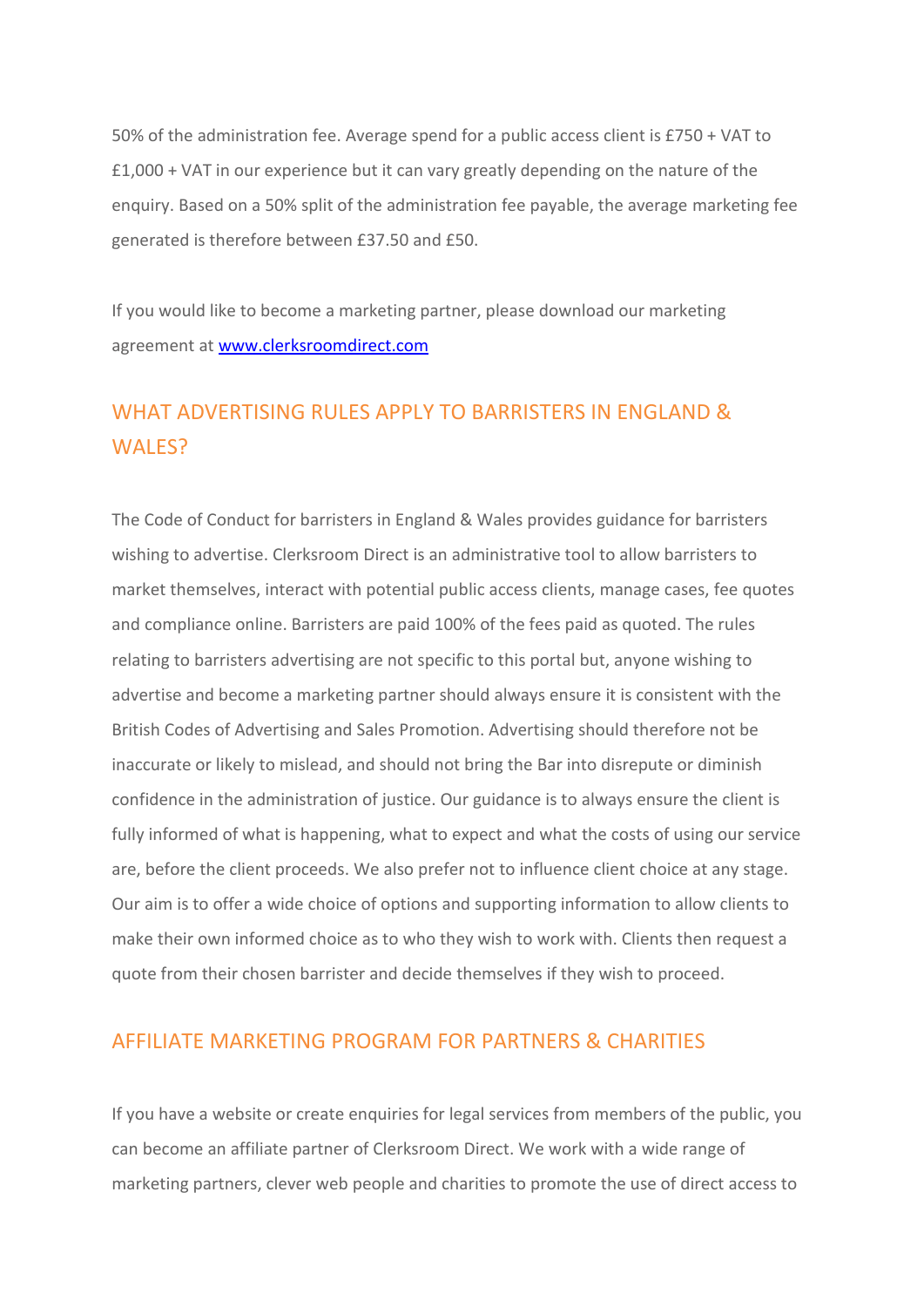50% of the administration fee. Average spend for a public access client is £750 + VAT to £1,000 + VAT in our experience but it can vary greatly depending on the nature of the enquiry. Based on a 50% split of the administration fee payable, the average marketing fee generated is therefore between £37.50 and £50.

If you would like to become a marketing partner, please download our marketing agreement at [www.clerksroomdirect.com](http://www.clerksroomdirect.com)

## WHAT ADVERTISING RULES APPLY TO BARRISTERS IN ENGLAND & WALES?

The Code of Conduct for barristers in England & Wales provides guidance for barristers wishing to advertise. Clerksroom Direct is an administrative tool to allow barristers to market themselves, interact with potential public access clients, manage cases, fee quotes and compliance online. Barristers are paid 100% of the fees paid as quoted. The rules relating to barristers advertising are not specific to this portal but, anyone wishing to advertise and become a marketing partner should always ensure it is consistent with the British Codes of Advertising and Sales Promotion. Advertising should therefore not be inaccurate or likely to mislead, and should not bring the Bar into disrepute or diminish confidence in the administration of justice. Our guidance is to always ensure the client is fully informed of what is happening, what to expect and what the costs of using our service are, before the client proceeds. We also prefer not to influence client choice at any stage. Our aim is to offer a wide choice of options and supporting information to allow clients to make their own informed choice as to who they wish to work with. Clients then request a quote from their chosen barrister and decide themselves if they wish to proceed.

## AFFILIATE MARKETING PROGRAM FOR PARTNERS & CHARITIES

If you have a website or create enquiries for legal services from members of the public, you can become an affiliate partner of Clerksroom Direct. We work with a wide range of marketing partners, clever web people and charities to promote the use of direct access to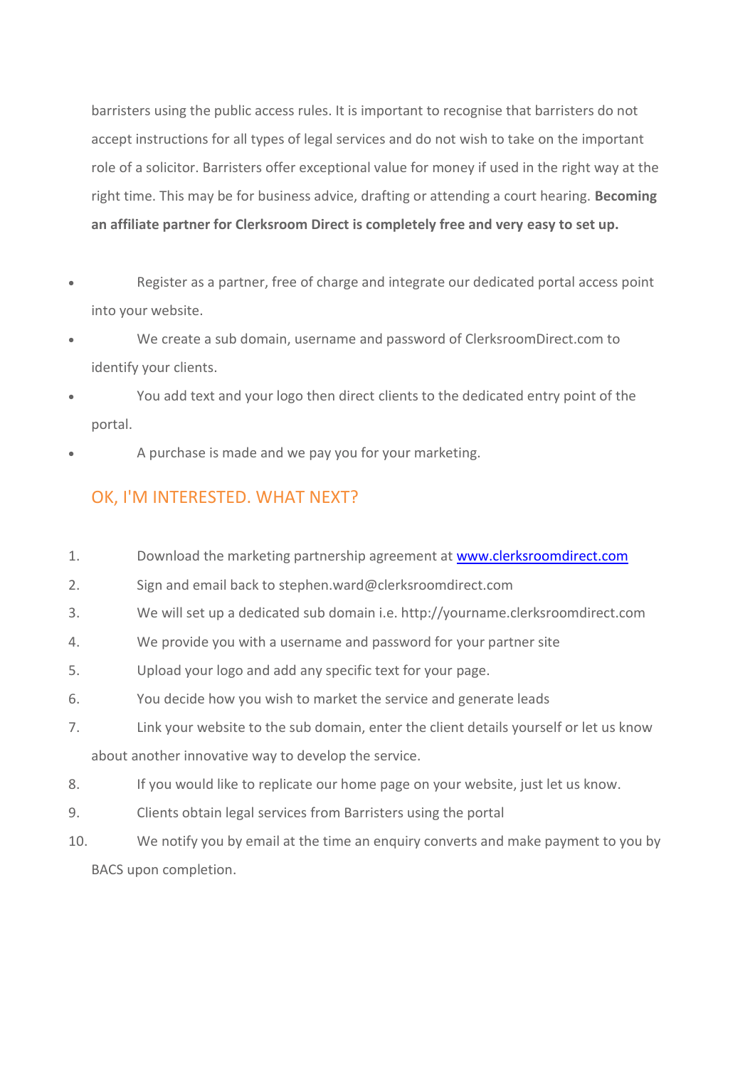barristers using the public access rules. It is important to recognise that barristers do not accept instructions for all types of legal services and do not wish to take on the important role of a solicitor. Barristers offer exceptional value for money if used in the right way at the right time. This may be for business advice, drafting or attending a court hearing. **Becoming an affiliate partner for Clerksroom Direct is completely free and very easy to set up.**

- Register as a partner, free of charge and integrate our dedicated portal access point into your website.
- We create a sub domain, username and password of ClerksroomDirect.com to identify your clients.
- You add text and your logo then direct clients to the dedicated entry point of the portal.
- A purchase is made and we pay you for your marketing.

## OK, I'M INTERESTED. WHAT NEXT?

1. Download the marketing partnership agreement at [www.clerksroomdirect.com](http://www.clerksroomdirect.com)
2. Sign and email back to stephen.ward@clerksroomdirect.com
3. We will set up a dedicated sub domain i.e. http://yourname.clerksroomdirect.com
4. We provide you with a username and password for your partner site
5. Upload your logo and add any specific text for your page.
6. You decide how you wish to market the service and generate leads
7. Link your website to the sub domain, enter the client details yourself or let us know about another innovative way to develop the service.
8. If you would like to replicate our home page on your website, just let us know.
9. Clients obtain legal services from Barristers using the portal
10. We notify you by email at the time an enquiry converts and make payment to you by BACS upon completion.